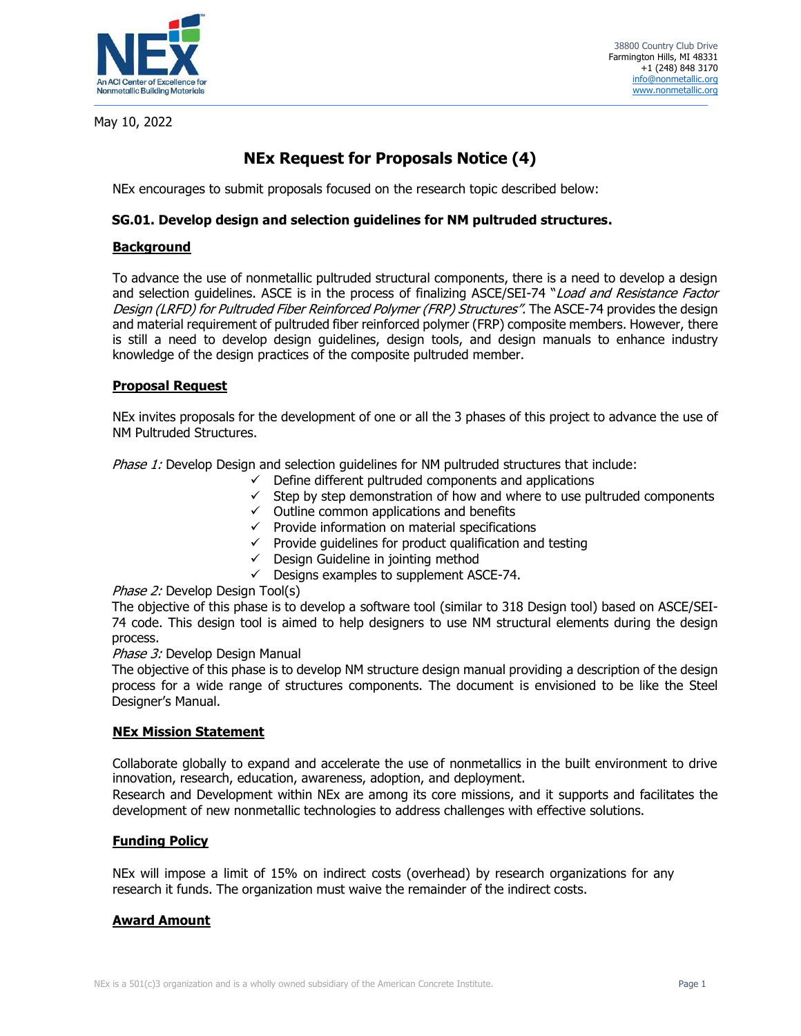NEx
An ACI Center of Excellence for Nonmetallic Building Materials

38800 Country Club Drive
Farmington Hills, MI 48331
+1 (248) 848 3170
info@nonmetallic.org
www.nonmetallic.org

May 10, 2022

# NEx Request for Proposals Notice (4)

NEx encourages to submit proposals focused on the research topic described below:

**SG.01. Develop design and selection guidelines for NM pultruded structures.**

## Background

To advance the use of nonmetallic pultruded structural components, there is a need to develop a design and selection guidelines. ASCE is in the process of finalizing ASCE/SEI-74 "*Load and Resistance Factor Design (LRFD) for Pultruded Fiber Reinforced Polymer (FRP) Structures".* The ASCE-74 provides the design and material requirement of pultruded fiber reinforced polymer (FRP) composite members. However, there is still a need to develop design guidelines, design tools, and design manuals to enhance industry knowledge of the design practices of the composite pultruded member.

## Proposal Request

NEx invites proposals for the development of one or all the 3 phases of this project to advance the use of NM Pultruded Structures.

*Phase 1:* Develop Design and selection guidelines for NM pultruded structures that include:

- ✓ Define different pultruded components and applications
- ✓ Step by step demonstration of how and where to use pultruded components
- ✓ Outline common applications and benefits
- ✓ Provide information on material specifications
- ✓ Provide guidelines for product qualification and testing
- ✓ Design Guideline in jointing method
- ✓ Designs examples to supplement ASCE-74.

*Phase 2:* Develop Design Tool(s)
The objective of this phase is to develop a software tool (similar to 318 Design tool) based on ASCE/SEI-74 code. This design tool is aimed to help designers to use NM structural elements during the design process.

*Phase 3:* Develop Design Manual
The objective of this phase is to develop NM structure design manual providing a description of the design process for a wide range of structures components. The document is envisioned to be like the Steel Designer's Manual.

## NEx Mission Statement

Collaborate globally to expand and accelerate the use of nonmetallics in the built environment to drive innovation, research, education, awareness, adoption, and deployment.
Research and Development within NEx are among its core missions, and it supports and facilitates the development of new nonmetallic technologies to address challenges with effective solutions.

## Funding Policy

NEx will impose a limit of 15% on indirect costs (overhead) by research organizations for any research it funds. The organization must waive the remainder of the indirect costs.

## Award Amount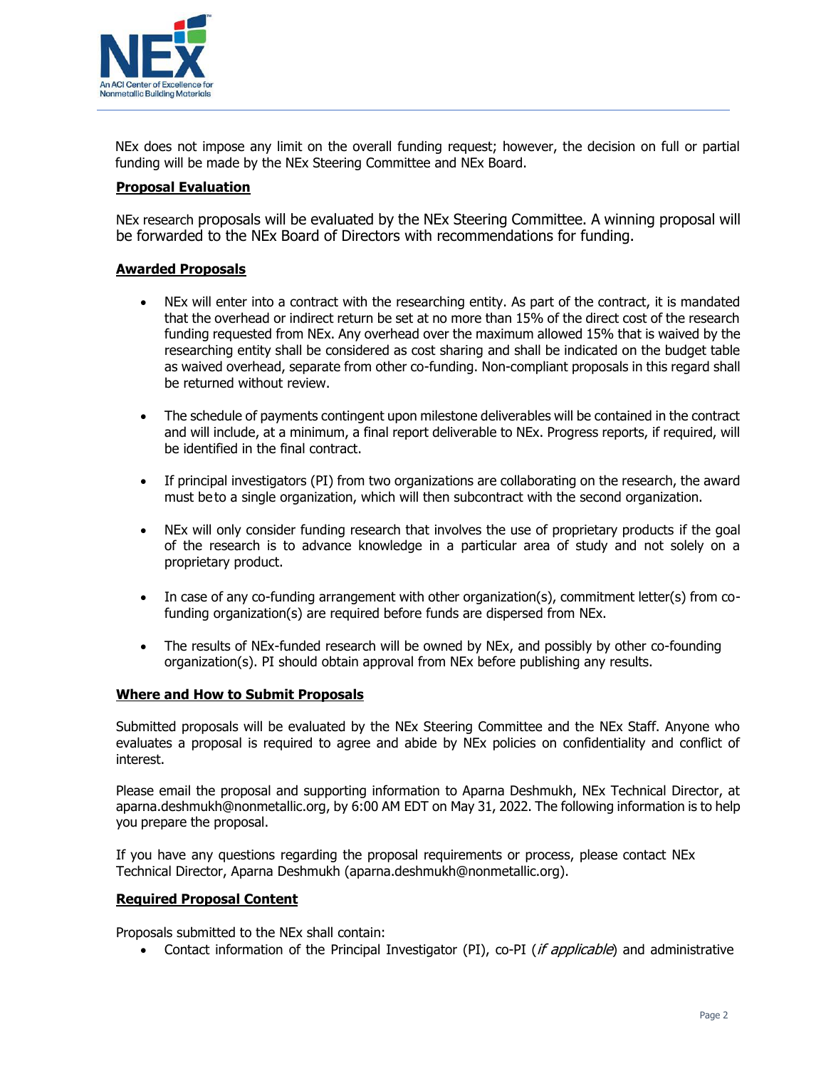NEx does not impose any limit on the overall funding request; however, the decision on full or partial funding will be made by the NEx Steering Committee and NEx Board.

**Proposal Evaluation**

NEx research proposals will be evaluated by the NEx Steering Committee. A winning proposal will be forwarded to the NEx Board of Directors with recommendations for funding.

**Awarded Proposals**

- NEx will enter into a contract with the researching entity. As part of the contract, it is mandated that the overhead or indirect return be set at no more than 15% of the direct cost of the research funding requested from NEx. Any overhead over the maximum allowed 15% that is waived by the researching entity shall be considered as cost sharing and shall be indicated on the budget table as waived overhead, separate from other co-funding. Non-compliant proposals in this regard shall be returned without review.

- The schedule of payments contingent upon milestone deliverables will be contained in the contract and will include, at a minimum, a final report deliverable to NEx. Progress reports, if required, will be identified in the final contract.

- If principal investigators (PI) from two organizations are collaborating on the research, the award must be to a single organization, which will then subcontract with the second organization.

- NEx will only consider funding research that involves the use of proprietary products if the goal of the research is to advance knowledge in a particular area of study and not solely on a proprietary product.

- In case of any co-funding arrangement with other organization(s), commitment letter(s) from co-funding organization(s) are required before funds are dispersed from NEx.

- The results of NEx-funded research will be owned by NEx, and possibly by other co-founding organization(s). PI should obtain approval from NEx before publishing any results.

**Where and How to Submit Proposals**

Submitted proposals will be evaluated by the NEx Steering Committee and the NEx Staff. Anyone who evaluates a proposal is required to agree and abide by NEx policies on confidentiality and conflict of interest.

Please email the proposal and supporting information to Aparna Deshmukh, NEx Technical Director, at aparna.deshmukh@nonmetallic.org, by 6:00 AM EDT on May 31, 2022. The following information is to help you prepare the proposal.

If you have any questions regarding the proposal requirements or process, please contact NEx Technical Director, Aparna Deshmukh (aparna.deshmukh@nonmetallic.org).

**Required Proposal Content**

Proposals submitted to the NEx shall contain:

- Contact information of the Principal Investigator (PI), co-PI (*if applicable*) and administrative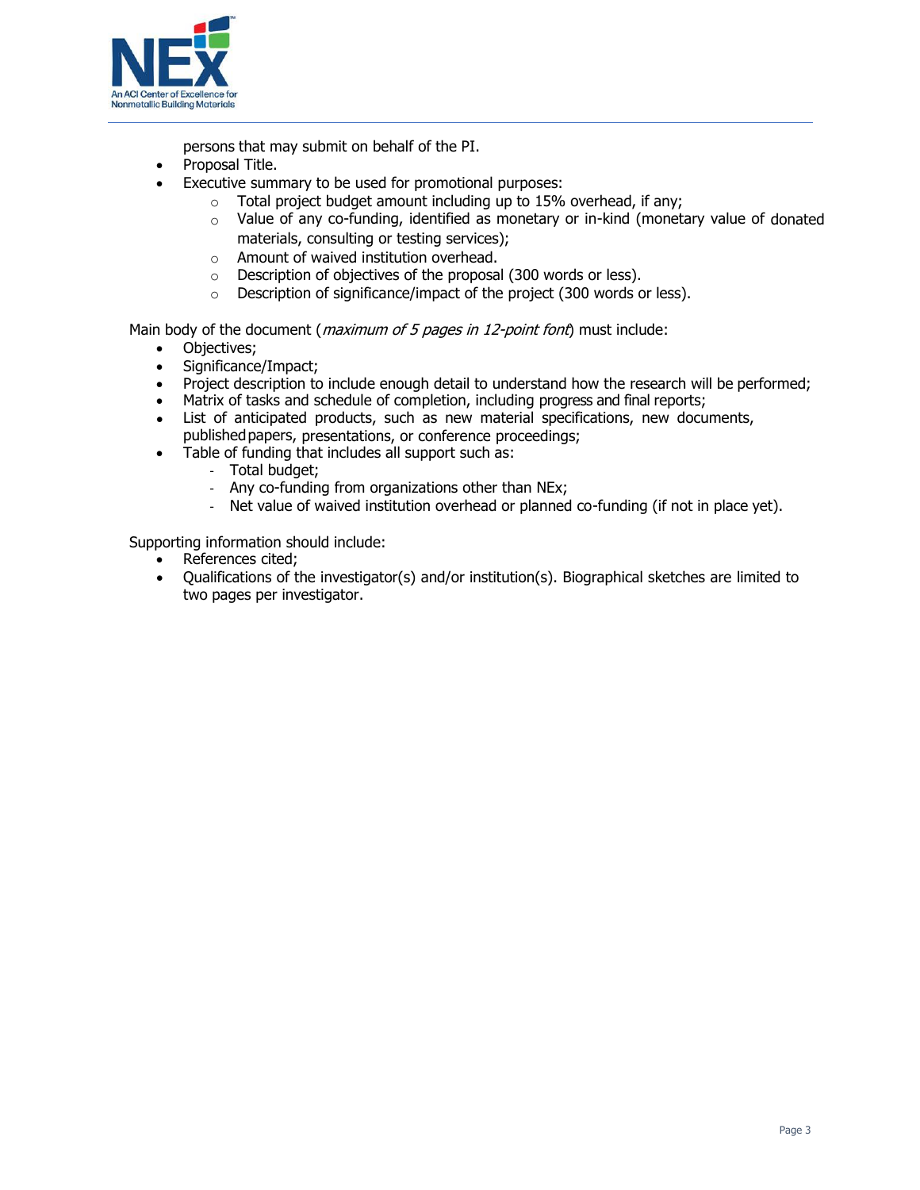persons that may submit on behalf of the PI.

- Proposal Title.
- Executive summary to be used for promotional purposes:
  - Total project budget amount including up to 15% overhead, if any;
  - Value of any co-funding, identified as monetary or in-kind (monetary value of donated materials, consulting or testing services);
  - Amount of waived institution overhead.
  - Description of objectives of the proposal (300 words or less).
  - Description of significance/impact of the project (300 words or less).

Main body of the document (*maximum of 5 pages in 12-point font*) must include:

- Objectives;
- Significance/Impact;
- Project description to include enough detail to understand how the research will be performed;
- Matrix of tasks and schedule of completion, including progress and final reports;
- List of anticipated products, such as new material specifications, new documents, published papers, presentations, or conference proceedings;
- Table of funding that includes all support such as:
  - Total budget;
  - Any co-funding from organizations other than NEx;
  - Net value of waived institution overhead or planned co-funding (if not in place yet).

Supporting information should include:

- References cited;
- Qualifications of the investigator(s) and/or institution(s). Biographical sketches are limited to two pages per investigator.